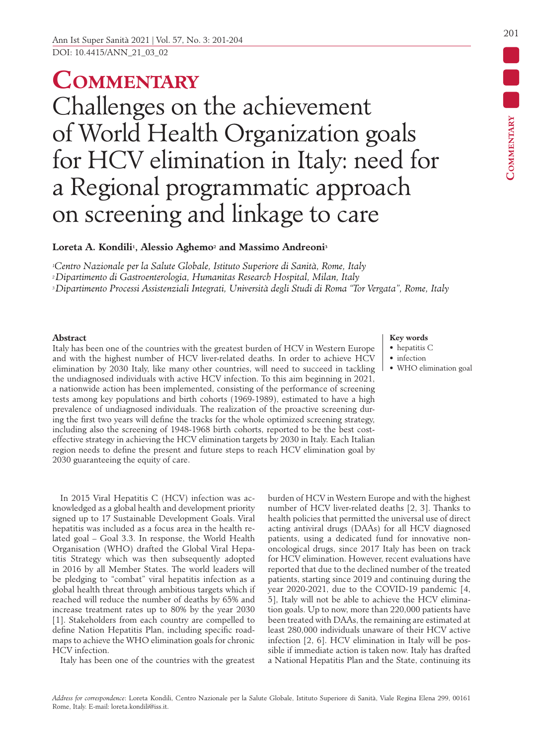DOI: 10.4415/ANN_21_03_02

# Commentary

# Challenges on the achievement of World Health Organization goals for HCV elimination in Italy: need for a Regional programmatic approach on screening and linkage to care

**Loreta A. Kondili[1], Alessio Aghemo[2] and Massimo Andreoni[3]**

*[1]Centro Nazionale per la Salute Globale, Istituto Superiore di Sanità, Rome, Italy*
*[2]Dipartimento di Gastroenterologia, Humanitas Research Hospital, Milan, Italy*
*[3]Dipartimento Processi Assistenziali Integrati, Università degli Studi di Roma "Tor Vergata", Rome, Italy*

### Abstract

Italy has been one of the countries with the greatest burden of HCV in Western Europe and with the highest number of HCV liver-related deaths. In order to achieve HCV elimination by 2030 Italy, like many other countries, will need to succeed in tackling the undiagnosed individuals with active HCV infection. To this aim beginning in 2021, a nationwide action has been implemented, consisting of the performance of screening tests among key populations and birth cohorts (1969-1989), estimated to have a high prevalence of undiagnosed individuals. The realization of the proactive screening during the first two years will define the tracks for the whole optimized screening strategy, including also the screening of 1948-1968 birth cohorts, reported to be the best cost-effective strategy in achieving the HCV elimination targets by 2030 in Italy. Each Italian region needs to define the present and future steps to reach HCV elimination goal by 2030 guaranteeing the equity of care.

### Key words

- hepatitis C
- infection
- WHO elimination goal

In 2015 Viral Hepatitis C (HCV) infection was acknowledged as a global health and development priority signed up to 17 Sustainable Development Goals. Viral hepatitis was included as a focus area in the health related goal – Goal 3.3. In response, the World Health Organisation (WHO) drafted the Global Viral Hepatitis Strategy which was then subsequently adopted in 2016 by all Member States. The world leaders will be pledging to "combat" viral hepatitis infection as a global health threat through ambitious targets which if reached will reduce the number of deaths by 65% and increase treatment rates up to 80% by the year 2030 [1]. Stakeholders from each country are compelled to define Nation Hepatitis Plan, including specific roadmaps to achieve the WHO elimination goals for chronic HCV infection.

Italy has been one of the countries with the greatest burden of HCV in Western Europe and with the highest number of HCV liver-related deaths [2, 3]. Thanks to health policies that permitted the universal use of direct acting antiviral drugs (DAAs) for all HCV diagnosed patients, using a dedicated fund for innovative non-oncological drugs, since 2017 Italy has been on track for HCV elimination. However, recent evaluations have reported that due to the declined number of the treated patients, starting since 2019 and continuing during the year 2020-2021, due to the COVID-19 pandemic [4, 5], Italy will not be able to achieve the HCV elimination goals. Up to now, more than 220,000 patients have been treated with DAAs, the remaining are estimated at least 280,000 individuals unaware of their HCV active infection [2, 6]. HCV elimination in Italy will be possible if immediate action is taken now. Italy has drafted a National Hepatitis Plan and the State, continuing its

*Address for correspondence:* Loreta Kondili, Centro Nazionale per la Salute Globale, Istituto Superiore di Sanità, Viale Regina Elena 299, 00161 Rome, Italy. E-mail: loreta.kondili@iss.it.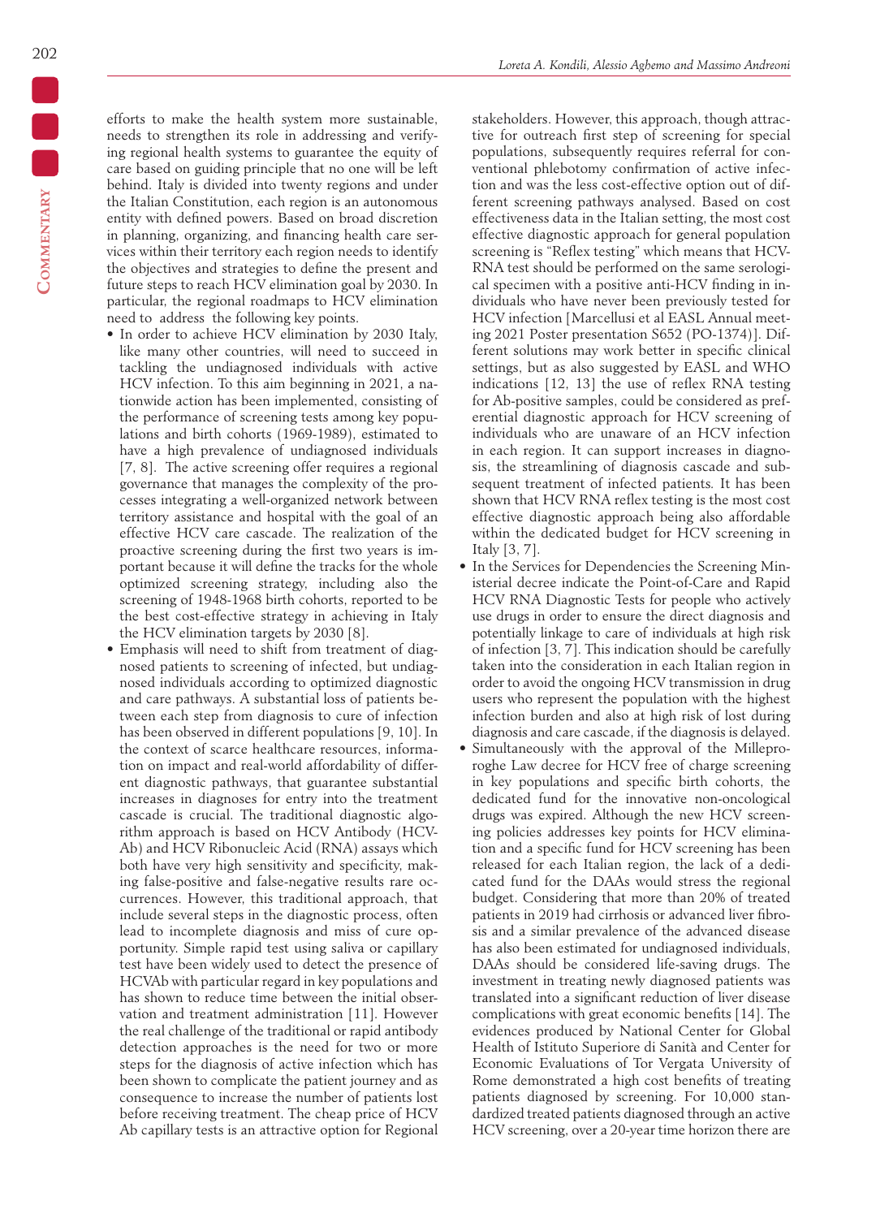efforts to make the health system more sustainable, needs to strengthen its role in addressing and verifying regional health systems to guarantee the equity of care based on guiding principle that no one will be left behind. Italy is divided into twenty regions and under the Italian Constitution, each region is an autonomous entity with defined powers. Based on broad discretion in planning, organizing, and financing health care services within their territory each region needs to identify the objectives and strategies to define the present and future steps to reach HCV elimination goal by 2030. In particular, the regional roadmaps to HCV elimination need to address the following key points.

- In order to achieve HCV elimination by 2030 Italy, like many other countries, will need to succeed in tackling the undiagnosed individuals with active HCV infection. To this aim beginning in 2021, a nationwide action has been implemented, consisting of the performance of screening tests among key populations and birth cohorts (1969-1989), estimated to have a high prevalence of undiagnosed individuals [7, 8]. The active screening offer requires a regional governance that manages the complexity of the processes integrating a well-organized network between territory assistance and hospital with the goal of an effective HCV care cascade. The realization of the proactive screening during the first two years is important because it will define the tracks for the whole optimized screening strategy, including also the screening of 1948-1968 birth cohorts, reported to be the best cost-effective strategy in achieving in Italy the HCV elimination targets by 2030 [8].
- Emphasis will need to shift from treatment of diagnosed patients to screening of infected, but undiagnosed individuals according to optimized diagnostic and care pathways. A substantial loss of patients between each step from diagnosis to cure of infection has been observed in different populations [9, 10]. In the context of scarce healthcare resources, information on impact and real-world affordability of different diagnostic pathways, that guarantee substantial increases in diagnoses for entry into the treatment cascade is crucial. The traditional diagnostic algorithm approach is based on HCV Antibody (HCV-Ab) and HCV Ribonucleic Acid (RNA) assays which both have very high sensitivity and specificity, making false-positive and false-negative results rare occurrences. However, this traditional approach, that include several steps in the diagnostic process, often lead to incomplete diagnosis and miss of cure opportunity. Simple rapid test using saliva or capillary test have been widely used to detect the presence of HCVAb with particular regard in key populations and has shown to reduce time between the initial observation and treatment administration [11]. However the real challenge of the traditional or rapid antibody detection approaches is the need for two or more steps for the diagnosis of active infection which has been shown to complicate the patient journey and as consequence to increase the number of patients lost before receiving treatment. The cheap price of HCV Ab capillary tests is an attractive option for Regional stakeholders. However, this approach, though attractive for outreach first step of screening for special populations, subsequently requires referral for conventional phlebotomy confirmation of active infection and was the less cost-effective option out of different screening pathways analysed. Based on cost effectiveness data in the Italian setting, the most cost effective diagnostic approach for general population screening is "Reflex testing" which means that HCV-RNA test should be performed on the same serological specimen with a positive anti-HCV finding in individuals who have never been previously tested for HCV infection [Marcellusi et al EASL Annual meeting 2021 Poster presentation S652 (PO-1374)]. Different solutions may work better in specific clinical settings, but as also suggested by EASL and WHO indications [12, 13] the use of reflex RNA testing for Ab-positive samples, could be considered as preferential diagnostic approach for HCV screening of individuals who are unaware of an HCV infection in each region. It can support increases in diagnosis, the streamlining of diagnosis cascade and subsequent treatment of infected patients. It has been shown that HCV RNA reflex testing is the most cost effective diagnostic approach being also affordable within the dedicated budget for HCV screening in Italy [3, 7].
- In the Services for Dependencies the Screening Ministerial decree indicate the Point-of-Care and Rapid HCV RNA Diagnostic Tests for people who actively use drugs in order to ensure the direct diagnosis and potentially linkage to care of individuals at high risk of infection [3, 7]. This indication should be carefully taken into the consideration in each Italian region in order to avoid the ongoing HCV transmission in drug users who represent the population with the highest infection burden and also at high risk of lost during diagnosis and care cascade, if the diagnosis is delayed.
- Simultaneously with the approval of the Milleproroghe Law decree for HCV free of charge screening in key populations and specific birth cohorts, the dedicated fund for the innovative non-oncological drugs was expired. Although the new HCV screening policies addresses key points for HCV elimination and a specific fund for HCV screening has been released for each Italian region, the lack of a dedicated fund for the DAAs would stress the regional budget. Considering that more than 20% of treated patients in 2019 had cirrhosis or advanced liver fibrosis and a similar prevalence of the advanced disease has also been estimated for undiagnosed individuals, DAAs should be considered life-saving drugs. The investment in treating newly diagnosed patients was translated into a significant reduction of liver disease complications with great economic benefits [14]. The evidences produced by National Center for Global Health of Istituto Superiore di Sanità and Center for Economic Evaluations of Tor Vergata University of Rome demonstrated a high cost benefits of treating patients diagnosed by screening. For 10,000 standardized treated patients diagnosed through an active HCV screening, over a 20-year time horizon there are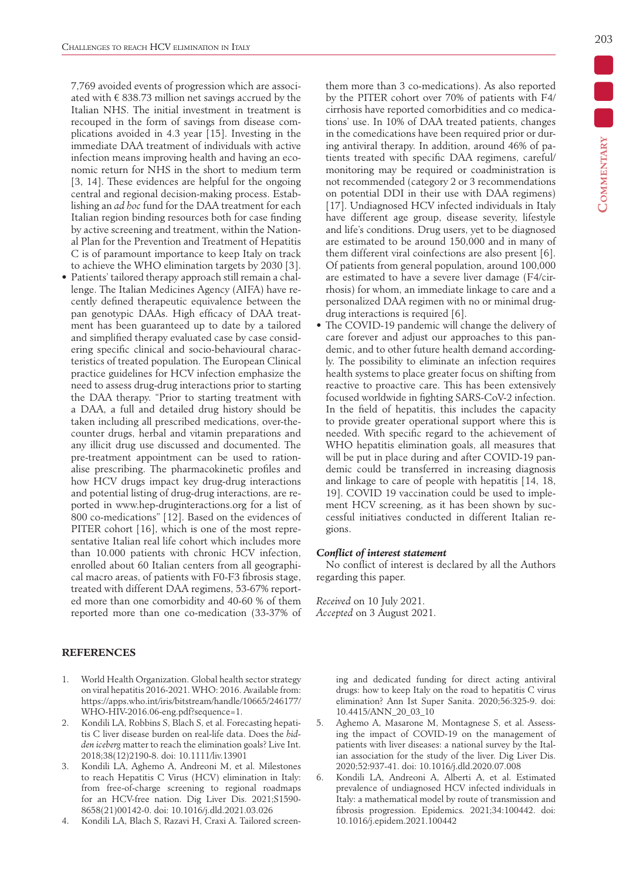7,769 avoided events of progression which are associated with € 838.73 million net savings accrued by the Italian NHS. The initial investment in treatment is recouped in the form of savings from disease complications avoided in 4.3 year [15]. Investing in the immediate DAA treatment of individuals with active infection means improving health and having an economic return for NHS in the short to medium term [3, 14]. These evidences are helpful for the ongoing central and regional decision-making process. Establishing an *ad hoc* fund for the DAA treatment for each Italian region binding resources both for case finding by active screening and treatment, within the National Plan for the Prevention and Treatment of Hepatitis C is of paramount importance to keep Italy on track to achieve the WHO elimination targets by 2030 [3].

- Patients' tailored therapy approach still remain a challenge. The Italian Medicines Agency (AIFA) have recently defined therapeutic equivalence between the pan genotypic DAAs. High efficacy of DAA treatment has been guaranteed up to date by a tailored and simplified therapy evaluated case by case considering specific clinical and socio-behavioural characteristics of treated population. The European Clinical practice guidelines for HCV infection emphasize the need to assess drug-drug interactions prior to starting the DAA therapy. "Prior to starting treatment with a DAA, a full and detailed drug history should be taken including all prescribed medications, over-the-counter drugs, herbal and vitamin preparations and any illicit drug use discussed and documented. The pre-treatment appointment can be used to rationalise prescribing. The pharmacokinetic profiles and how HCV drugs impact key drug-drug interactions and potential listing of drug-drug interactions, are reported in www.hep-druginteractions.org for a list of 800 co-medications" [12]. Based on the evidences of PITER cohort [16], which is one of the most representative Italian real life cohort which includes more than 10.000 patients with chronic HCV infection, enrolled about 60 Italian centers from all geographical macro areas, of patients with F0-F3 fibrosis stage, treated with different DAA regimens, 53-67% reported more than one comorbidity and 40-60 % of them reported more than one co-medication (33-37% of them more than 3 co-medications). As also reported by the PITER cohort over 70% of patients with F4/cirrhosis have reported comorbidities and co medications' use. In 10% of DAA treated patients, changes in the comedications have been required prior or during antiviral therapy. In addition, around 46% of patients treated with specific DAA regimens, careful/monitoring may be required or coadministration is not recommended (category 2 or 3 recommendations on potential DDI in their use with DAA regimens) [17]. Undiagnosed HCV infected individuals in Italy have different age group, disease severity, lifestyle and life's conditions. Drug users, yet to be diagnosed are estimated to be around 150,000 and in many of them different viral coinfections are also present [6]. Of patients from general population, around 100,000 are estimated to have a severe liver damage (F4/cirrhosis) for whom, an immediate linkage to care and a personalized DAA regimen with no or minimal drug-drug interactions is required [6].
- The COVID-19 pandemic will change the delivery of care forever and adjust our approaches to this pandemic, and to other future health demand accordingly. The possibility to eliminate an infection requires health systems to place greater focus on shifting from reactive to proactive care. This has been extensively focused worldwide in fighting SARS-CoV-2 infection. In the field of hepatitis, this includes the capacity to provide greater operational support where this is needed. With specific regard to the achievement of WHO hepatitis elimination goals, all measures that will be put in place during and after COVID-19 pandemic could be transferred in increasing diagnosis and linkage to care of people with hepatitis [14, 18, 19]. COVID 19 vaccination could be used to implement HCV screening, as it has been shown by successful initiatives conducted in different Italian regions.

***Conflict of interest statement***

No conflict of interest is declared by all the Authors regarding this paper.

*Received* on 10 July 2021.
*Accepted* on 3 August 2021.

## REFERENCES

1. World Health Organization. Global health sector strategy on viral hepatitis 2016-2021. WHO: 2016. Available from: https://apps.who.int/iris/bitstream/handle/10665/246177/WHO-HIV-2016.06-eng.pdf?sequence=1.
2. Kondili LA, Robbins S, Blach S, et al. Forecasting hepatitis C liver disease burden on real-life data. Does the *hidden iceberg* matter to reach the elimination goals? Live Int. 2018;38(12)2190-8. doi: 10.1111/liv.13901
3. Kondili LA, Aghemo A, Andreoni M, et al. Milestones to reach Hepatitis C Virus (HCV) elimination in Italy: from free-of-charge screening to regional roadmaps for an HCV-free nation. Dig Liver Dis. 2021;S1590-8658(21)00142-0. doi: 10.1016/j.dld.2021.03.026
4. Kondili LA, Blach S, Razavi H, Craxi A. Tailored screening and dedicated funding for direct acting antiviral drugs: how to keep Italy on the road to hepatitis C virus elimination? Ann Ist Super Sanita. 2020;56:325-9. doi: 10.4415/ANN_20_03_10
5. Aghemo A, Masarone M, Montagnese S, et al. Assessing the impact of COVID-19 on the management of patients with liver diseases: a national survey by the Italian association for the study of the liver. Dig Liver Dis. 2020;52:937-41. doi: 10.1016/j.dld.2020.07.008
6. Kondili LA, Andreoni A, Alberti A, et al. Estimated prevalence of undiagnosed HCV infected individuals in Italy: a mathematical model by route of transmission and fibrosis progression. Epidemics. 2021;34:100442. doi: 10.1016/j.epidem.2021.100442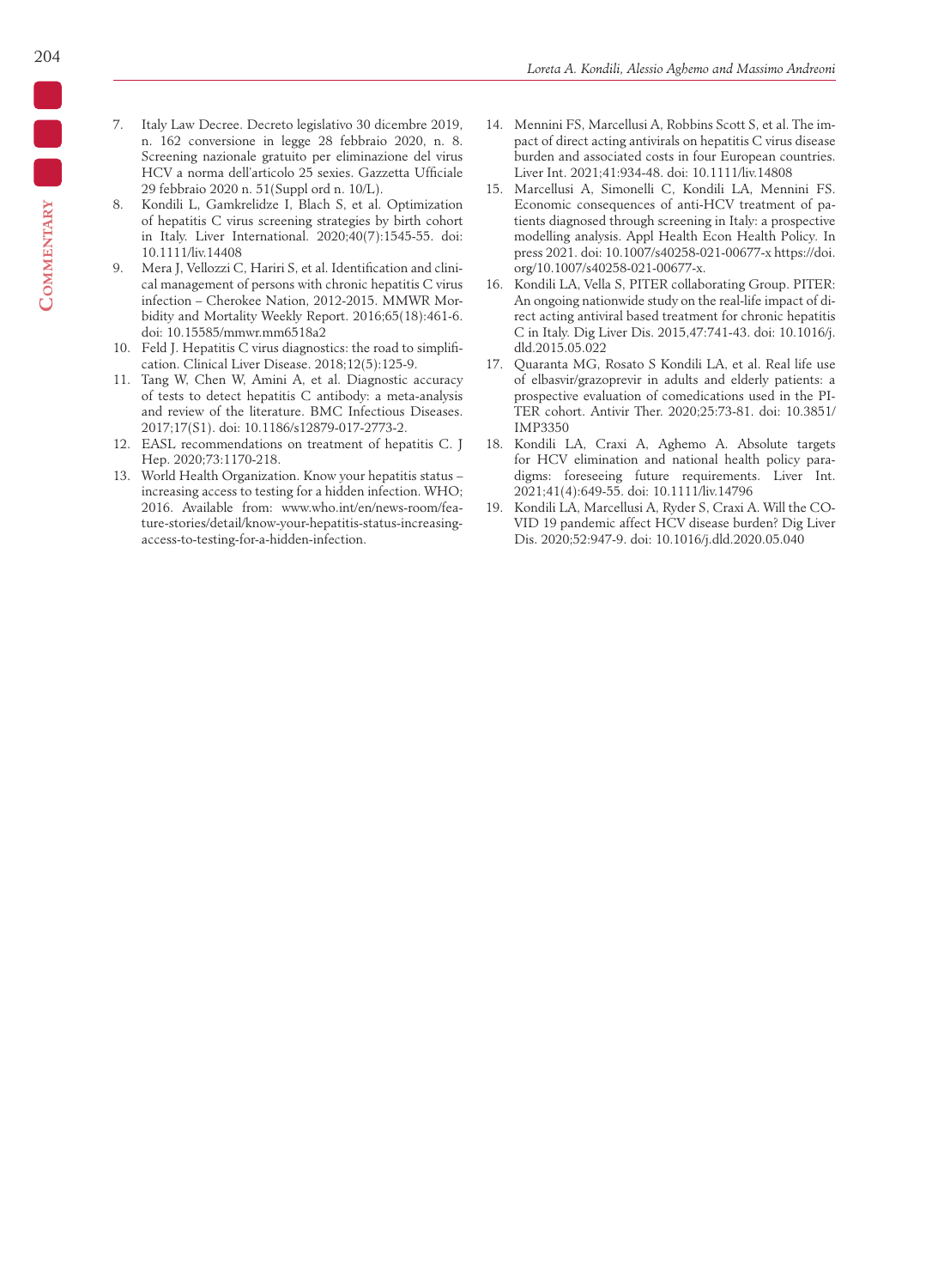7. Italy Law Decree. Decreto legislativo 30 dicembre 2019, n. 162 conversione in legge 28 febbraio 2020, n. 8. Screening nazionale gratuito per eliminazione del virus HCV a norma dell'articolo 25 sexies. Gazzetta Ufficiale 29 febbraio 2020 n. 51(Suppl ord n. 10/L).
8. Kondili L, Gamkrelidze I, Blach S, et al. Optimization of hepatitis C virus screening strategies by birth cohort in Italy. Liver International. 2020;40(7):1545-55. doi: 10.1111/liv.14408
9. Mera J, Vellozzi C, Hariri S, et al. Identification and clinical management of persons with chronic hepatitis C virus infection – Cherokee Nation, 2012-2015. MMWR Morbidity and Mortality Weekly Report. 2016;65(18):461-6. doi: 10.15585/mmwr.mm6518a2
10. Feld J. Hepatitis C virus diagnostics: the road to simplification. Clinical Liver Disease. 2018;12(5):125-9.
11. Tang W, Chen W, Amini A, et al. Diagnostic accuracy of tests to detect hepatitis C antibody: a meta-analysis and review of the literature. BMC Infectious Diseases. 2017;17(S1). doi: 10.1186/s12879-017-2773-2.
12. EASL recommendations on treatment of hepatitis C. J Hep. 2020;73:1170-218.
13. World Health Organization. Know your hepatitis status – increasing access to testing for a hidden infection. WHO; 2016. Available from: www.who.int/en/news-room/feature-stories/detail/know-your-hepatitis-status-increasing-access-to-testing-for-a-hidden-infection.
14. Mennini FS, Marcellusi A, Robbins Scott S, et al. The impact of direct acting antivirals on hepatitis C virus disease burden and associated costs in four European countries. Liver Int. 2021;41:934-48. doi: 10.1111/liv.14808
15. Marcellusi A, Simonelli C, Kondili LA, Mennini FS. Economic consequences of anti-HCV treatment of patients diagnosed through screening in Italy: a prospective modelling analysis. Appl Health Econ Health Policy. In press 2021. doi: 10.1007/s40258-021-00677-x https://doi.org/10.1007/s40258-021-00677-x.
16. Kondili LA, Vella S, PITER collaborating Group. PITER: An ongoing nationwide study on the real-life impact of direct acting antiviral based treatment for chronic hepatitis C in Italy. Dig Liver Dis. 2015,47:741-43. doi: 10.1016/j.dld.2015.05.022
17. Quaranta MG, Rosato S Kondili LA, et al. Real life use of elbasvir/grazoprevir in adults and elderly patients: a prospective evaluation of comedications used in the PITER cohort. Antivir Ther. 2020;25:73-81. doi: 10.3851/IMP3350
18. Kondili LA, Craxi A, Aghemo A. Absolute targets for HCV elimination and national health policy paradigms: foreseeing future requirements. Liver Int. 2021;41(4):649-55. doi: 10.1111/liv.14796
19. Kondili LA, Marcellusi A, Ryder S, Craxi A. Will the COVID 19 pandemic affect HCV disease burden? Dig Liver Dis. 2020;52:947-9. doi: 10.1016/j.dld.2020.05.040